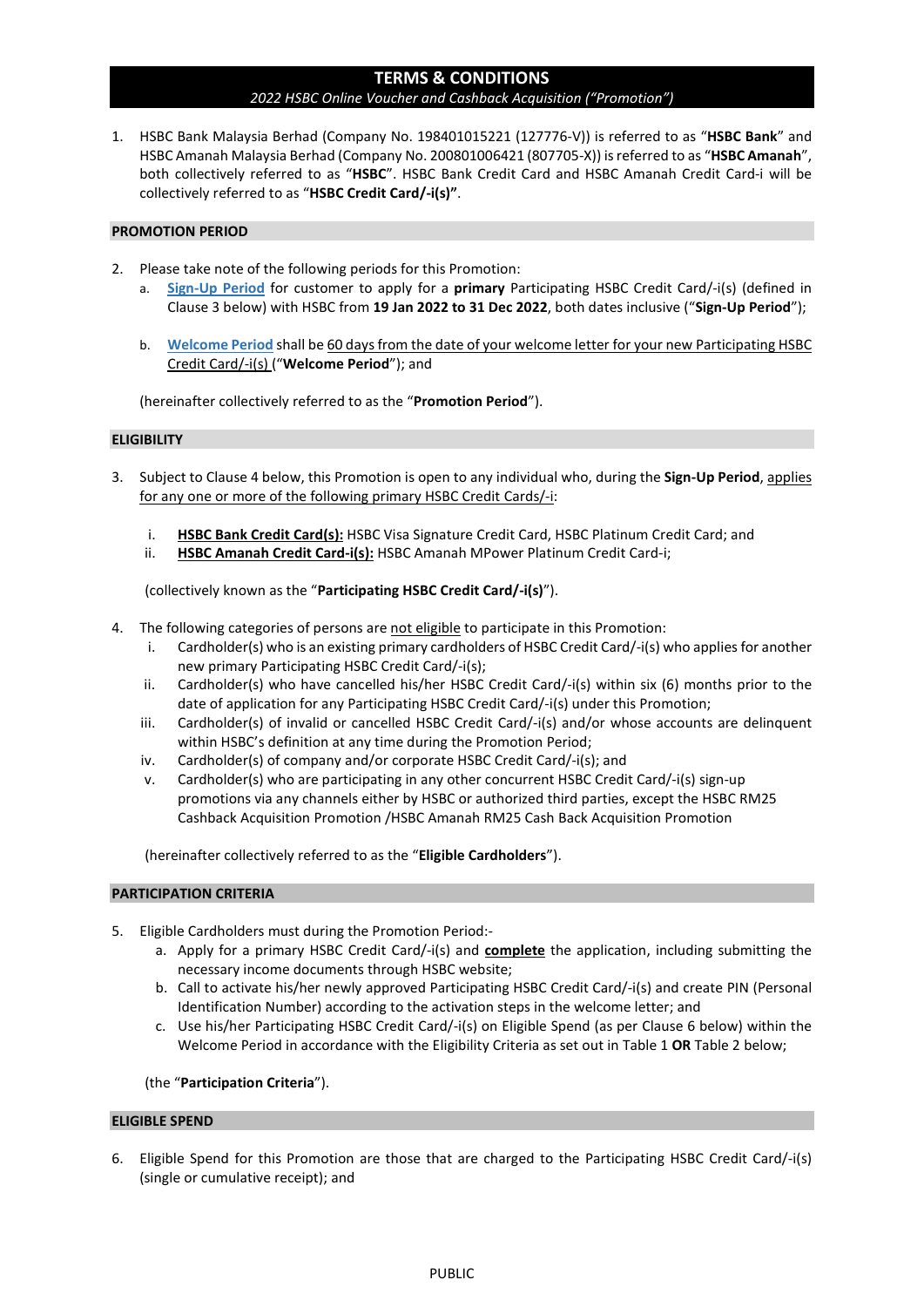# TERMS & CONDITIONS

*2022 HSBC Online Voucher and Cashback Acquisition ("Promotion")*

1. HSBC Bank Malaysia Berhad (Company No. 198401015221 (127776-V)) is referred to as "**HSBC Bank**" and HSBC Amanah Malaysia Berhad (Company No. 200801006421 (807705-X)) is referred to as "**HSBC Amanah**", both collectively referred to as "**HSBC**". HSBC Bank Credit Card and HSBC Amanah Credit Card-i will be collectively referred to as "**HSBC Credit Card/-i(s)**".

## PROMOTION PERIOD

2. Please take note of the following periods for this Promotion:
   a. Sign-Up Period for customer to apply for a **primary** Participating HSBC Credit Card/-i(s) (defined in Clause 3 below) with HSBC from **19 Jan 2022 to 31 Dec 2022**, both dates inclusive ("**Sign-Up Period**");

   b. Welcome Period shall be 60 days from the date of your welcome letter for your new Participating HSBC Credit Card/-i(s) ("**Welcome Period**"); and

   (hereinafter collectively referred to as the "**Promotion Period**").

## ELIGIBILITY

3. Subject to Clause 4 below, this Promotion is open to any individual who, during the **Sign-Up Period**, applies for any one or more of the following primary HSBC Credit Cards/-i:

   i. **HSBC Bank Credit Card(s):** HSBC Visa Signature Credit Card, HSBC Platinum Credit Card; and
   ii. **HSBC Amanah Credit Card-i(s):** HSBC Amanah MPower Platinum Credit Card-i;

   (collectively known as the "**Participating HSBC Credit Card/-i(s)**").

4. The following categories of persons are not eligible to participate in this Promotion:
   i. Cardholder(s) who is an existing primary cardholders of HSBC Credit Card/-i(s) who applies for another new primary Participating HSBC Credit Card/-i(s);
   ii. Cardholder(s) who have cancelled his/her HSBC Credit Card/-i(s) within six (6) months prior to the date of application for any Participating HSBC Credit Card/-i(s) under this Promotion;
   iii. Cardholder(s) of invalid or cancelled HSBC Credit Card/-i(s) and/or whose accounts are delinquent within HSBC's definition at any time during the Promotion Period;
   iv. Cardholder(s) of company and/or corporate HSBC Credit Card/-i(s); and
   v. Cardholder(s) who are participating in any other concurrent HSBC Credit Card/-i(s) sign-up promotions via any channels either by HSBC or authorized third parties, except the HSBC RM25 Cashback Acquisition Promotion /HSBC Amanah RM25 Cash Back Acquisition Promotion

   (hereinafter collectively referred to as the "**Eligible Cardholders**").

## PARTICIPATION CRITERIA

5. Eligible Cardholders must during the Promotion Period:-
   a. Apply for a primary HSBC Credit Card/-i(s) and **complete** the application, including submitting the necessary income documents through HSBC website;
   b. Call to activate his/her newly approved Participating HSBC Credit Card/-i(s) and create PIN (Personal Identification Number) according to the activation steps in the welcome letter; and
   c. Use his/her Participating HSBC Credit Card/-i(s) on Eligible Spend (as per Clause 6 below) within the Welcome Period in accordance with the Eligibility Criteria as set out in Table 1 **OR** Table 2 below;

   (the "**Participation Criteria**").

## ELIGIBLE SPEND

6. Eligible Spend for this Promotion are those that are charged to the Participating HSBC Credit Card/-i(s) (single or cumulative receipt); and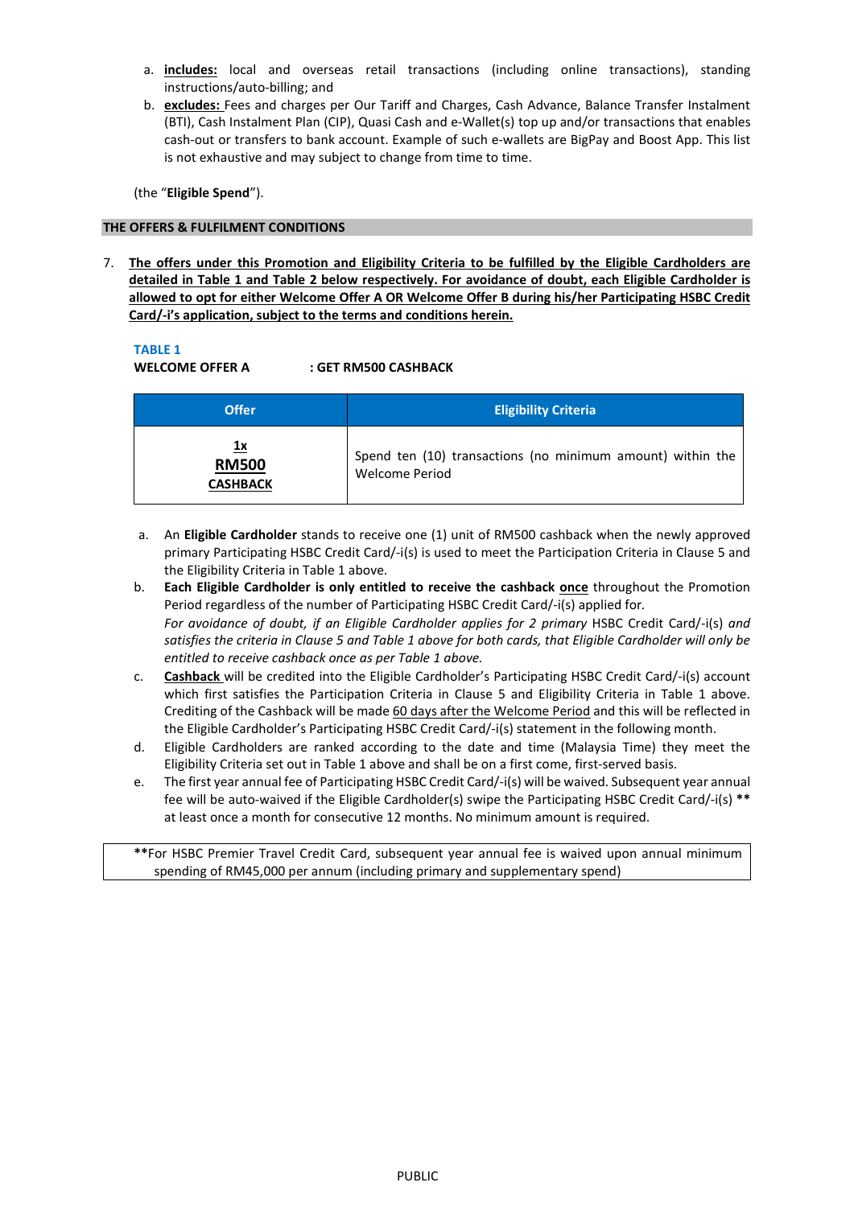a. **includes:** local and overseas retail transactions (including online transactions), standing instructions/auto-billing; and

b. **excludes:** Fees and charges per Our Tariff and Charges, Cash Advance, Balance Transfer Instalment (BTI), Cash Instalment Plan (CIP), Quasi Cash and e-Wallet(s) top up and/or transactions that enables cash-out or transfers to bank account. Example of such e-wallets are BigPay and Boost App. This list is not exhaustive and may subject to change from time to time.

(the "**Eligible Spend**").

## THE OFFERS & FULFILMENT CONDITIONS

7. **The offers under this Promotion and Eligibility Criteria to be fulfilled by the Eligible Cardholders are detailed in Table 1 and Table 2 below respectively. For avoidance of doubt, each Eligible Cardholder is allowed to opt for either Welcome Offer A OR Welcome Offer B during his/her Participating HSBC Credit Card/-i's application, subject to the terms and conditions herein.**

**TABLE 1**

**WELCOME OFFER A : GET RM500 CASHBACK**

| Offer | Eligibility Criteria |
|---|---|
| **1x RM500 CASHBACK** | Spend ten (10) transactions (no minimum amount) within the Welcome Period |

a. An **Eligible Cardholder** stands to receive one (1) unit of RM500 cashback when the newly approved primary Participating HSBC Credit Card/-i(s) is used to meet the Participation Criteria in Clause 5 and the Eligibility Criteria in Table 1 above.

b. **Each Eligible Cardholder is only entitled to receive the cashback once** throughout the Promotion Period regardless of the number of Participating HSBC Credit Card/-i(s) applied for.
*For avoidance of doubt, if an Eligible Cardholder applies for 2 primary* HSBC Credit Card/-i(s) *and satisfies the criteria in Clause 5 and Table 1 above for both cards, that Eligible Cardholder will only be entitled to receive cashback once as per Table 1 above.*

c. **Cashback** will be credited into the Eligible Cardholder's Participating HSBC Credit Card/-i(s) account which first satisfies the Participation Criteria in Clause 5 and Eligibility Criteria in Table 1 above. Crediting of the Cashback will be made 60 days after the Welcome Period and this will be reflected in the Eligible Cardholder's Participating HSBC Credit Card/-i(s) statement in the following month.

d. Eligible Cardholders are ranked according to the date and time (Malaysia Time) they meet the Eligibility Criteria set out in Table 1 above and shall be on a first come, first-served basis.

e. The first year annual fee of Participating HSBC Credit Card/-i(s) will be waived. Subsequent year annual fee will be auto-waived if the Eligible Cardholder(s) swipe the Participating HSBC Credit Card/-i(s) ** at least once a month for consecutive 12 months. No minimum amount is required.

**For HSBC Premier Travel Credit Card, subsequent year annual fee is waived upon annual minimum spending of RM45,000 per annum (including primary and supplementary spend)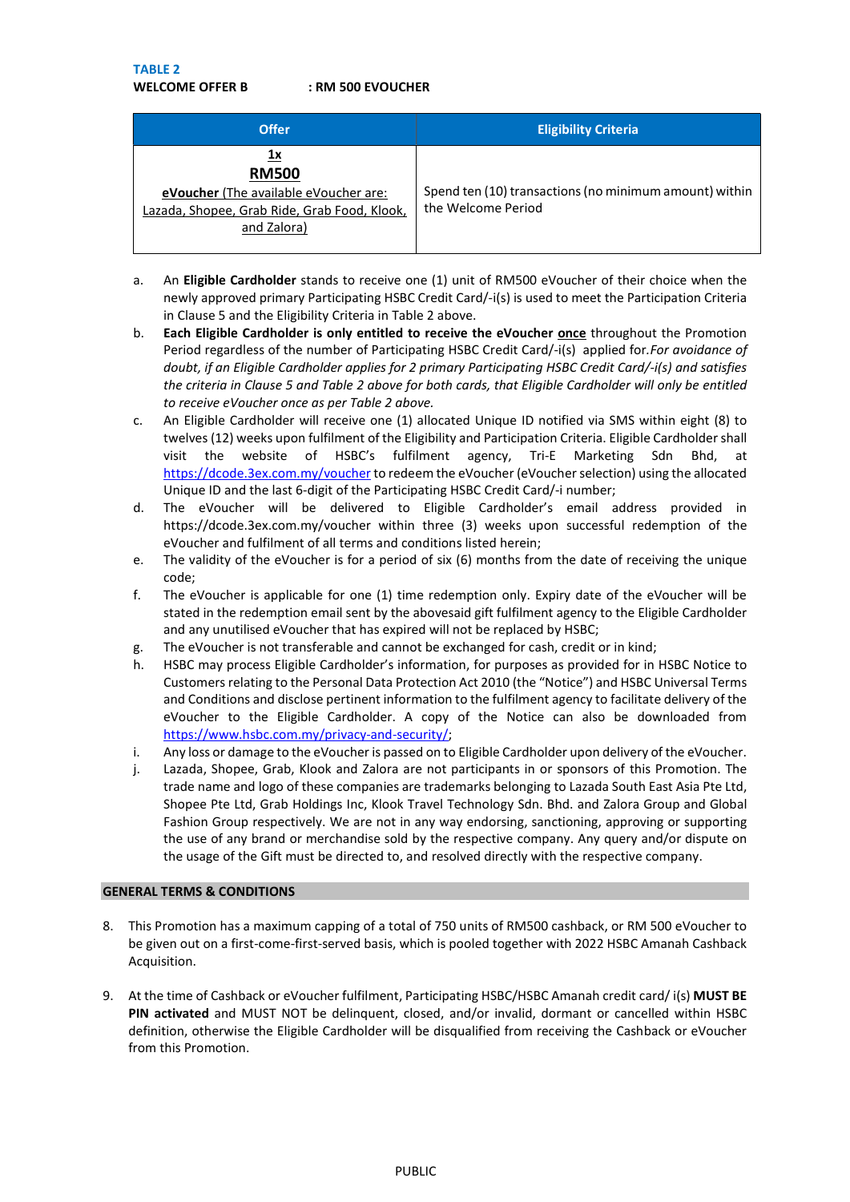**TABLE 2**

**WELCOME OFFER B : RM 500 EVOUCHER**

| Offer | Eligibility Criteria |
|---|---|
| **1x RM500** eVoucher (The available eVoucher are: Lazada, Shopee, Grab Ride, Grab Food, Klook, and Zalora) | Spend ten (10) transactions (no minimum amount) within the Welcome Period |

a. An **Eligible Cardholder** stands to receive one (1) unit of RM500 eVoucher of their choice when the newly approved primary Participating HSBC Credit Card/-i(s) is used to meet the Participation Criteria in Clause 5 and the Eligibility Criteria in Table 2 above.

b. **Each Eligible Cardholder is only entitled to receive the eVoucher once** throughout the Promotion Period regardless of the number of Participating HSBC Credit Card/-i(s) applied for. *For avoidance of doubt, if an Eligible Cardholder applies for 2 primary Participating HSBC Credit Card/-i(s) and satisfies the criteria in Clause 5 and Table 2 above for both cards, that Eligible Cardholder will only be entitled to receive eVoucher once as per Table 2 above.*

c. An Eligible Cardholder will receive one (1) allocated Unique ID notified via SMS within eight (8) to twelves (12) weeks upon fulfilment of the Eligibility and Participation Criteria. Eligible Cardholder shall visit the website of HSBC's fulfilment agency, Tri-E Marketing Sdn Bhd, at https://dcode.3ex.com.my/voucher to redeem the eVoucher (eVoucher selection) using the allocated Unique ID and the last 6-digit of the Participating HSBC Credit Card/-i number;

d. The eVoucher will be delivered to Eligible Cardholder's email address provided in https://dcode.3ex.com.my/voucher within three (3) weeks upon successful redemption of the eVoucher and fulfilment of all terms and conditions listed herein;

e. The validity of the eVoucher is for a period of six (6) months from the date of receiving the unique code;

f. The eVoucher is applicable for one (1) time redemption only. Expiry date of the eVoucher will be stated in the redemption email sent by the abovesaid gift fulfilment agency to the Eligible Cardholder and any unutilised eVoucher that has expired will not be replaced by HSBC;

g. The eVoucher is not transferable and cannot be exchanged for cash, credit or in kind;

h. HSBC may process Eligible Cardholder's information, for purposes as provided for in HSBC Notice to Customers relating to the Personal Data Protection Act 2010 (the "Notice") and HSBC Universal Terms and Conditions and disclose pertinent information to the fulfilment agency to facilitate delivery of the eVoucher to the Eligible Cardholder. A copy of the Notice can also be downloaded from https://www.hsbc.com.my/privacy-and-security/;

i. Any loss or damage to the eVoucher is passed on to Eligible Cardholder upon delivery of the eVoucher.

j. Lazada, Shopee, Grab, Klook and Zalora are not participants in or sponsors of this Promotion. The trade name and logo of these companies are trademarks belonging to Lazada South East Asia Pte Ltd, Shopee Pte Ltd, Grab Holdings Inc, Klook Travel Technology Sdn. Bhd. and Zalora Group and Global Fashion Group respectively. We are not in any way endorsing, sanctioning, approving or supporting the use of any brand or merchandise sold by the respective company. Any query and/or dispute on the usage of the Gift must be directed to, and resolved directly with the respective company.

## GENERAL TERMS & CONDITIONS

8. This Promotion has a maximum capping of a total of 750 units of RM500 cashback, or RM 500 eVoucher to be given out on a first-come-first-served basis, which is pooled together with 2022 HSBC Amanah Cashback Acquisition.

9. At the time of Cashback or eVoucher fulfilment, Participating HSBC/HSBC Amanah credit card/ i(s) **MUST BE PIN activated** and MUST NOT be delinquent, closed, and/or invalid, dormant or cancelled within HSBC definition, otherwise the Eligible Cardholder will be disqualified from receiving the Cashback or eVoucher from this Promotion.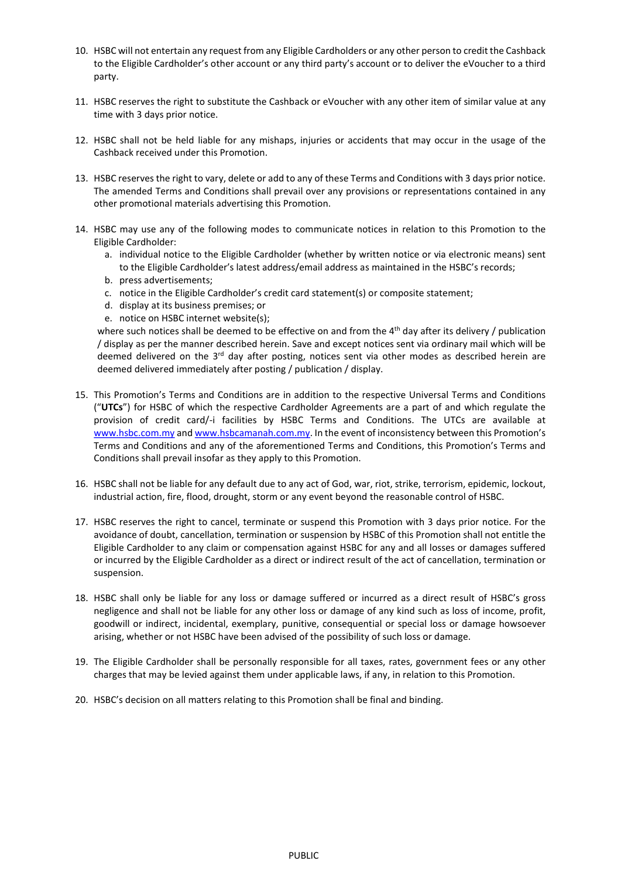10. HSBC will not entertain any request from any Eligible Cardholders or any other person to credit the Cashback to the Eligible Cardholder's other account or any third party's account or to deliver the eVoucher to a third party.

11. HSBC reserves the right to substitute the Cashback or eVoucher with any other item of similar value at any time with 3 days prior notice.

12. HSBC shall not be held liable for any mishaps, injuries or accidents that may occur in the usage of the Cashback received under this Promotion.

13. HSBC reserves the right to vary, delete or add to any of these Terms and Conditions with 3 days prior notice. The amended Terms and Conditions shall prevail over any provisions or representations contained in any other promotional materials advertising this Promotion.

14. HSBC may use any of the following modes to communicate notices in relation to this Promotion to the Eligible Cardholder:
    a. individual notice to the Eligible Cardholder (whether by written notice or via electronic means) sent to the Eligible Cardholder's latest address/email address as maintained in the HSBC's records;
    b. press advertisements;
    c. notice in the Eligible Cardholder's credit card statement(s) or composite statement;
    d. display at its business premises; or
    e. notice on HSBC internet website(s);

    where such notices shall be deemed to be effective on and from the 4th day after its delivery / publication / display as per the manner described herein. Save and except notices sent via ordinary mail which will be deemed delivered on the 3rd day after posting, notices sent via other modes as described herein are deemed delivered immediately after posting / publication / display.

15. This Promotion's Terms and Conditions are in addition to the respective Universal Terms and Conditions ("**UTCs**") for HSBC of which the respective Cardholder Agreements are a part of and which regulate the provision of credit card/-i facilities by HSBC Terms and Conditions. The UTCs are available at www.hsbc.com.my and www.hsbcamanah.com.my. In the event of inconsistency between this Promotion's Terms and Conditions and any of the aforementioned Terms and Conditions, this Promotion's Terms and Conditions shall prevail insofar as they apply to this Promotion.

16. HSBC shall not be liable for any default due to any act of God, war, riot, strike, terrorism, epidemic, lockout, industrial action, fire, flood, drought, storm or any event beyond the reasonable control of HSBC.

17. HSBC reserves the right to cancel, terminate or suspend this Promotion with 3 days prior notice. For the avoidance of doubt, cancellation, termination or suspension by HSBC of this Promotion shall not entitle the Eligible Cardholder to any claim or compensation against HSBC for any and all losses or damages suffered or incurred by the Eligible Cardholder as a direct or indirect result of the act of cancellation, termination or suspension.

18. HSBC shall only be liable for any loss or damage suffered or incurred as a direct result of HSBC's gross negligence and shall not be liable for any other loss or damage of any kind such as loss of income, profit, goodwill or indirect, incidental, exemplary, punitive, consequential or special loss or damage howsoever arising, whether or not HSBC have been advised of the possibility of such loss or damage.

19. The Eligible Cardholder shall be personally responsible for all taxes, rates, government fees or any other charges that may be levied against them under applicable laws, if any, in relation to this Promotion.

20. HSBC's decision on all matters relating to this Promotion shall be final and binding.